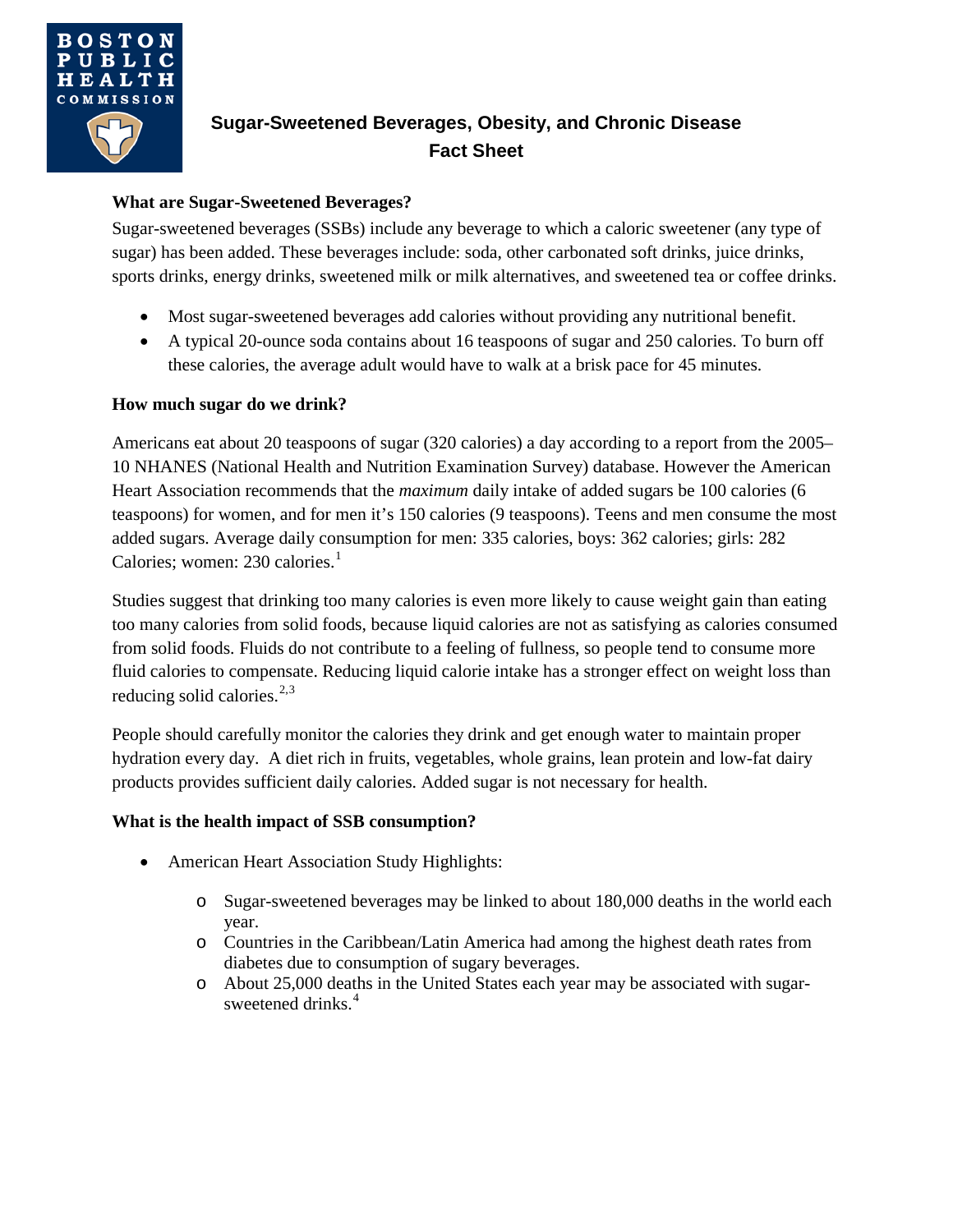BOSTON PUBLIC HEALTH COMMISSION

# Sugar-Sweetened Beverages, Obesity, and Chronic Disease Fact Sheet

**What are Sugar-Sweetened Beverages?**

Sugar-sweetened beverages (SSBs) include any beverage to which a caloric sweetener (any type of sugar) has been added. These beverages include: soda, other carbonated soft drinks, juice drinks, sports drinks, energy drinks, sweetened milk or milk alternatives, and sweetened tea or coffee drinks.

- Most sugar-sweetened beverages add calories without providing any nutritional benefit.
- A typical 20-ounce soda contains about 16 teaspoons of sugar and 250 calories. To burn off these calories, the average adult would have to walk at a brisk pace for 45 minutes.

**How much sugar do we drink?**

Americans eat about 20 teaspoons of sugar (320 calories) a day according to a report from the 2005–10 NHANES (National Health and Nutrition Examination Survey) database. However the American Heart Association recommends that the *maximum* daily intake of added sugars be 100 calories (6 teaspoons) for women, and for men it's 150 calories (9 teaspoons). Teens and men consume the most added sugars. Average daily consumption for men: 335 calories, boys: 362 calories; girls: 282 Calories; women: 230 calories.[1]

Studies suggest that drinking too many calories is even more likely to cause weight gain than eating too many calories from solid foods, because liquid calories are not as satisfying as calories consumed from solid foods. Fluids do not contribute to a feeling of fullness, so people tend to consume more fluid calories to compensate. Reducing liquid calorie intake has a stronger effect on weight loss than reducing solid calories.[2,3]

People should carefully monitor the calories they drink and get enough water to maintain proper hydration every day. A diet rich in fruits, vegetables, whole grains, lean protein and low-fat dairy products provides sufficient daily calories. Added sugar is not necessary for health.

**What is the health impact of SSB consumption?**

- American Heart Association Study Highlights:
  - Sugar-sweetened beverages may be linked to about 180,000 deaths in the world each year.
  - Countries in the Caribbean/Latin America had among the highest death rates from diabetes due to consumption of sugary beverages.
  - About 25,000 deaths in the United States each year may be associated with sugar-sweetened drinks.[4]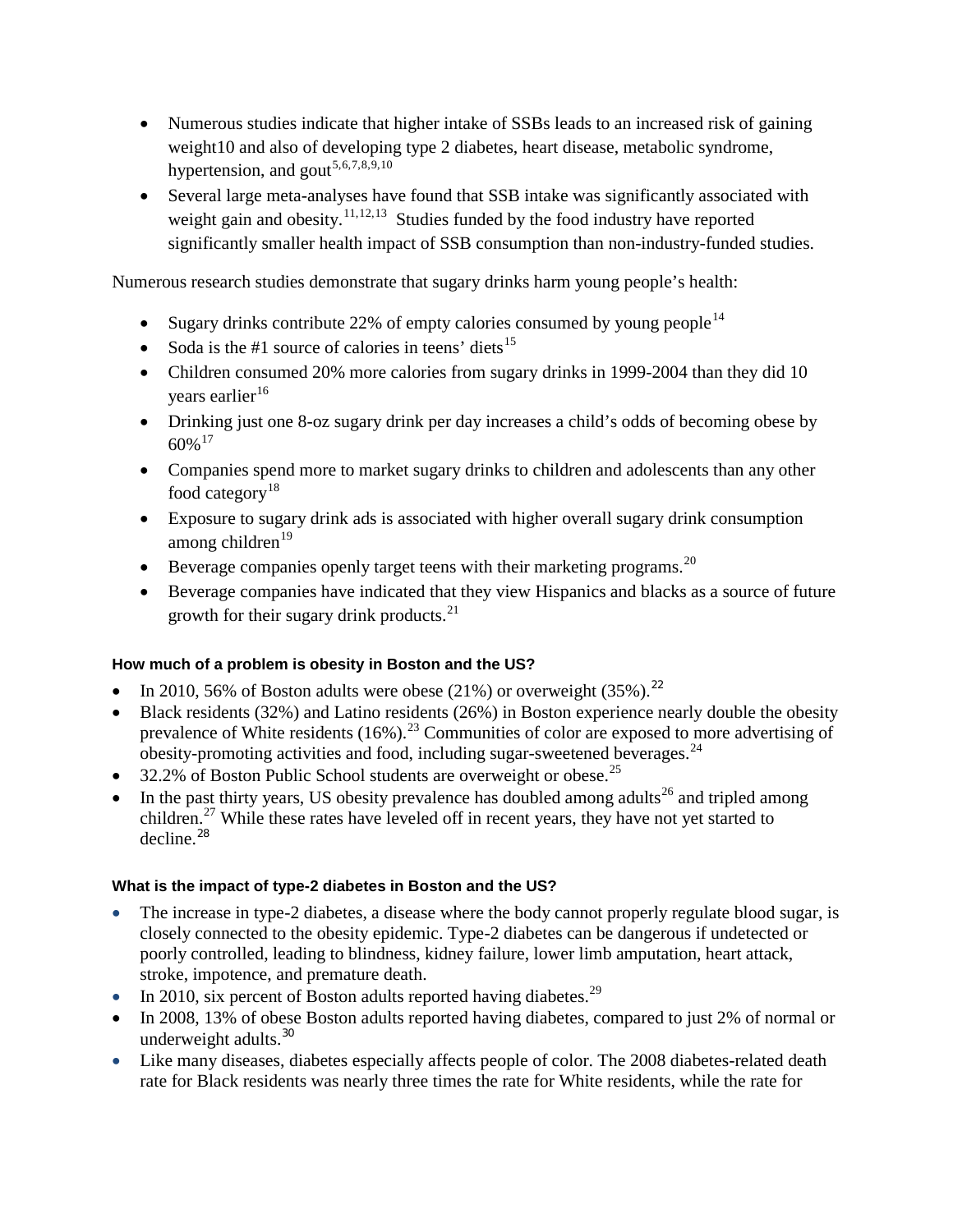- Numerous studies indicate that higher intake of SSBs leads to an increased risk of gaining weight10 and also of developing type 2 diabetes, heart disease, metabolic syndrome, hypertension, and gout[5,6,7,8,9,10]
- Several large meta-analyses have found that SSB intake was significantly associated with weight gain and obesity.[11,12,13] Studies funded by the food industry have reported significantly smaller health impact of SSB consumption than non-industry-funded studies.

Numerous research studies demonstrate that sugary drinks harm young people's health:

- Sugary drinks contribute 22% of empty calories consumed by young people[14]
- Soda is the #1 source of calories in teens' diets[15]
- Children consumed 20% more calories from sugary drinks in 1999-2004 than they did 10 years earlier[16]
- Drinking just one 8-oz sugary drink per day increases a child's odds of becoming obese by 60%[17]
- Companies spend more to market sugary drinks to children and adolescents than any other food category[18]
- Exposure to sugary drink ads is associated with higher overall sugary drink consumption among children[19]
- Beverage companies openly target teens with their marketing programs.[20]
- Beverage companies have indicated that they view Hispanics and blacks as a source of future growth for their sugary drink products.[21]

#### How much of a problem is obesity in Boston and the US?

- In 2010, 56% of Boston adults were obese (21%) or overweight (35%).[22]
- Black residents (32%) and Latino residents (26%) in Boston experience nearly double the obesity prevalence of White residents (16%).[23] Communities of color are exposed to more advertising of obesity-promoting activities and food, including sugar-sweetened beverages.[24]
- 32.2% of Boston Public School students are overweight or obese.[25]
- In the past thirty years, US obesity prevalence has doubled among adults[26] and tripled among children.[27] While these rates have leveled off in recent years, they have not yet started to decline.[28]

#### What is the impact of type-2 diabetes in Boston and the US?

- The increase in type-2 diabetes, a disease where the body cannot properly regulate blood sugar, is closely connected to the obesity epidemic. Type-2 diabetes can be dangerous if undetected or poorly controlled, leading to blindness, kidney failure, lower limb amputation, heart attack, stroke, impotence, and premature death.
- In 2010, six percent of Boston adults reported having diabetes.[29]
- In 2008, 13% of obese Boston adults reported having diabetes, compared to just 2% of normal or underweight adults.[30]
- Like many diseases, diabetes especially affects people of color. The 2008 diabetes-related death rate for Black residents was nearly three times the rate for White residents, while the rate for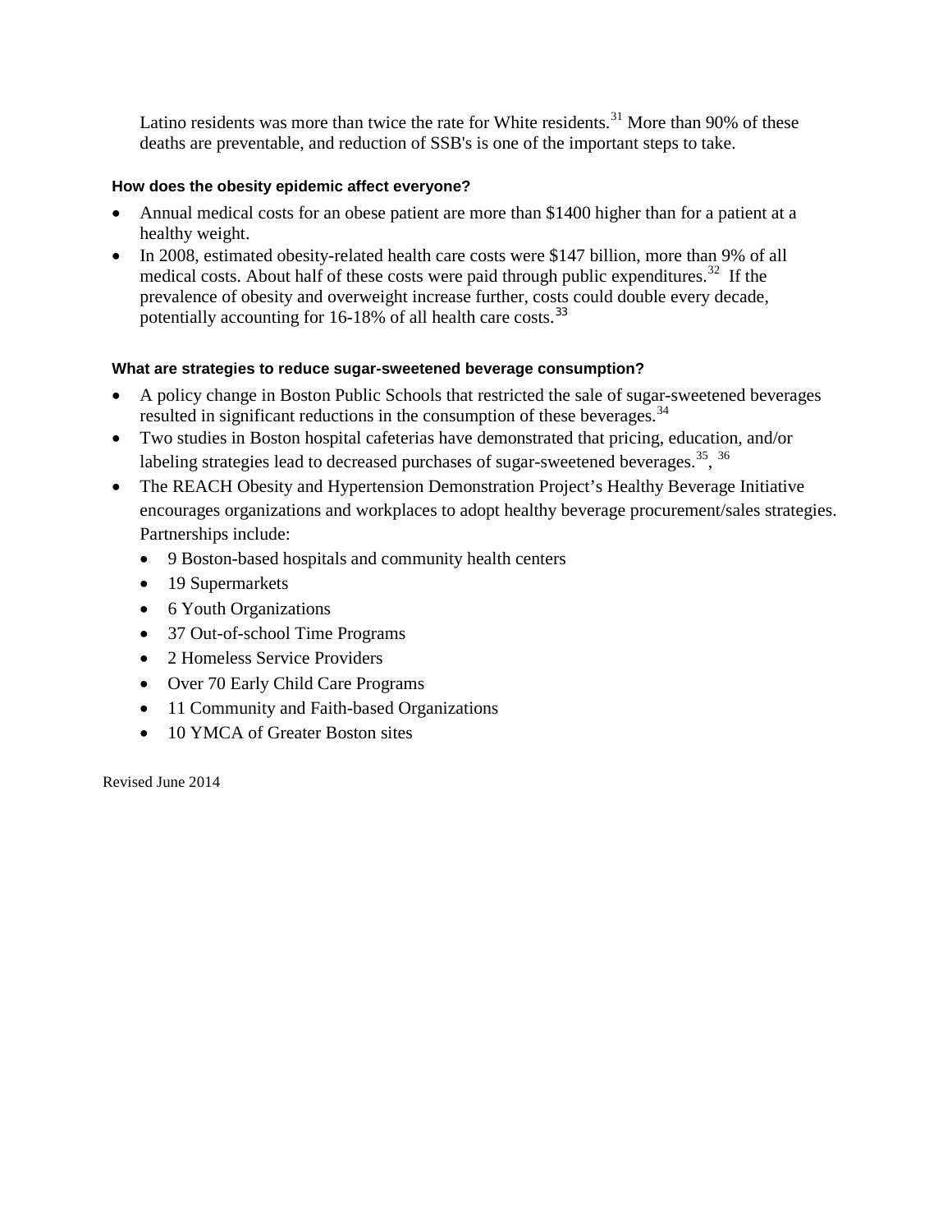Latino residents was more than twice the rate for White residents.[31] More than 90% of these deaths are preventable, and reduction of SSB's is one of the important steps to take.

### How does the obesity epidemic affect everyone?

- Annual medical costs for an obese patient are more than $1400 higher than for a patient at a healthy weight.
- In 2008, estimated obesity-related health care costs were $147 billion, more than 9% of all medical costs. About half of these costs were paid through public expenditures.[32] If the prevalence of obesity and overweight increase further, costs could double every decade, potentially accounting for 16-18% of all health care costs.[33]

### What are strategies to reduce sugar-sweetened beverage consumption?

- A policy change in Boston Public Schools that restricted the sale of sugar-sweetened beverages resulted in significant reductions in the consumption of these beverages.[34]
- Two studies in Boston hospital cafeterias have demonstrated that pricing, education, and/or labeling strategies lead to decreased purchases of sugar-sweetened beverages.[35], [36]
- The REACH Obesity and Hypertension Demonstration Project's Healthy Beverage Initiative encourages organizations and workplaces to adopt healthy beverage procurement/sales strategies. Partnerships include:
  - 9 Boston-based hospitals and community health centers
  - 19 Supermarkets
  - 6 Youth Organizations
  - 37 Out-of-school Time Programs
  - 2 Homeless Service Providers
  - Over 70 Early Child Care Programs
  - 11 Community and Faith-based Organizations
  - 10 YMCA of Greater Boston sites

Revised June 2014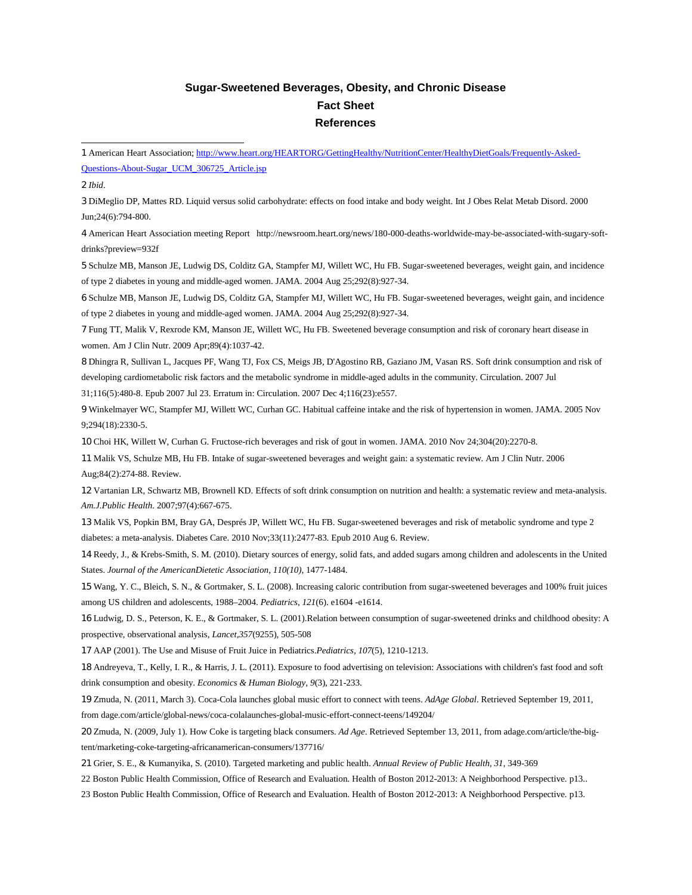**Sugar-Sweetened Beverages, Obesity, and Chronic Disease**

**Fact Sheet**

**References**

---

1 American Heart Association; http://www.heart.org/HEARTORG/GettingHealthy/NutritionCenter/HealthyDietGoals/Frequently-Asked-Questions-About-Sugar_UCM_306725_Article.jsp

2 *Ibid*.

3 DiMeglio DP, Mattes RD. Liquid versus solid carbohydrate: effects on food intake and body weight. Int J Obes Relat Metab Disord. 2000 Jun;24(6):794-800.

4 American Heart Association meeting Report http://newsroom.heart.org/news/180-000-deaths-worldwide-may-be-associated-with-sugary-soft-drinks?preview=932f

5 Schulze MB, Manson JE, Ludwig DS, Colditz GA, Stampfer MJ, Willett WC, Hu FB. Sugar-sweetened beverages, weight gain, and incidence of type 2 diabetes in young and middle-aged women. JAMA. 2004 Aug 25;292(8):927-34.

6 Schulze MB, Manson JE, Ludwig DS, Colditz GA, Stampfer MJ, Willett WC, Hu FB. Sugar-sweetened beverages, weight gain, and incidence of type 2 diabetes in young and middle-aged women. JAMA. 2004 Aug 25;292(8):927-34.

7 Fung TT, Malik V, Rexrode KM, Manson JE, Willett WC, Hu FB. Sweetened beverage consumption and risk of coronary heart disease in women. Am J Clin Nutr. 2009 Apr;89(4):1037-42.

8 Dhingra R, Sullivan L, Jacques PF, Wang TJ, Fox CS, Meigs JB, D'Agostino RB, Gaziano JM, Vasan RS. Soft drink consumption and risk of developing cardiometabolic risk factors and the metabolic syndrome in middle-aged adults in the community. Circulation. 2007 Jul 31;116(5):480-8. Epub 2007 Jul 23. Erratum in: Circulation. 2007 Dec 4;116(23):e557.

9 Winkelmayer WC, Stampfer MJ, Willett WC, Curhan GC. Habitual caffeine intake and the risk of hypertension in women. JAMA. 2005 Nov 9;294(18):2330-5.

10 Choi HK, Willett W, Curhan G. Fructose-rich beverages and risk of gout in women. JAMA. 2010 Nov 24;304(20):2270-8.

11 Malik VS, Schulze MB, Hu FB. Intake of sugar-sweetened beverages and weight gain: a systematic review. Am J Clin Nutr. 2006 Aug;84(2):274-88. Review.

12 Vartanian LR, Schwartz MB, Brownell KD. Effects of soft drink consumption on nutrition and health: a systematic review and meta-analysis. *Am.J.Public Health.* 2007;97(4):667-675.

13 Malik VS, Popkin BM, Bray GA, Després JP, Willett WC, Hu FB. Sugar-sweetened beverages and risk of metabolic syndrome and type 2 diabetes: a meta-analysis. Diabetes Care. 2010 Nov;33(11):2477-83. Epub 2010 Aug 6. Review.

14 Reedy, J., & Krebs-Smith, S. M. (2010). Dietary sources of energy, solid fats, and added sugars among children and adolescents in the United States. *Journal of the AmericanDietetic Association, 110(10),* 1477-1484.

15 Wang, Y. C., Bleich, S. N., & Gortmaker, S. L. (2008). Increasing caloric contribution from sugar-sweetened beverages and 100% fruit juices among US children and adolescents, 1988–2004. *Pediatrics*, *121*(6). e1604 -e1614.

16 Ludwig, D. S., Peterson, K. E., & Gortmaker, S. L. (2001).Relation between consumption of sugar-sweetened drinks and childhood obesity: A prospective, observational analysis, *Lancet,357*(9255), 505-508

17 AAP (2001). The Use and Misuse of Fruit Juice in Pediatrics.*Pediatrics, 107*(5), 1210-1213.

18 Andreyeva, T., Kelly, I. R., & Harris, J. L. (2011). Exposure to food advertising on television: Associations with children's fast food and soft drink consumption and obesity. *Economics & Human Biology, 9*(3), 221-233.

19 Zmuda, N. (2011, March 3). Coca-Cola launches global music effort to connect with teens. *AdAge Global*. Retrieved September 19, 2011, from dage.com/article/global-news/coca-colalaunches-global-music-effort-connect-teens/149204/

20 Zmuda, N. (2009, July 1). How Coke is targeting black consumers. *Ad Age*. Retrieved September 13, 2011, from adage.com/article/the-big-tent/marketing-coke-targeting-africanamerican-consumers/137716/

21 Grier, S. E., & Kumanyika, S. (2010). Targeted marketing and public health. *Annual Review of Public Health, 31*, 349-369

22 Boston Public Health Commission, Office of Research and Evaluation. Health of Boston 2012-2013: A Neighborhood Perspective. p13..

23 Boston Public Health Commission, Office of Research and Evaluation. Health of Boston 2012-2013: A Neighborhood Perspective. p13.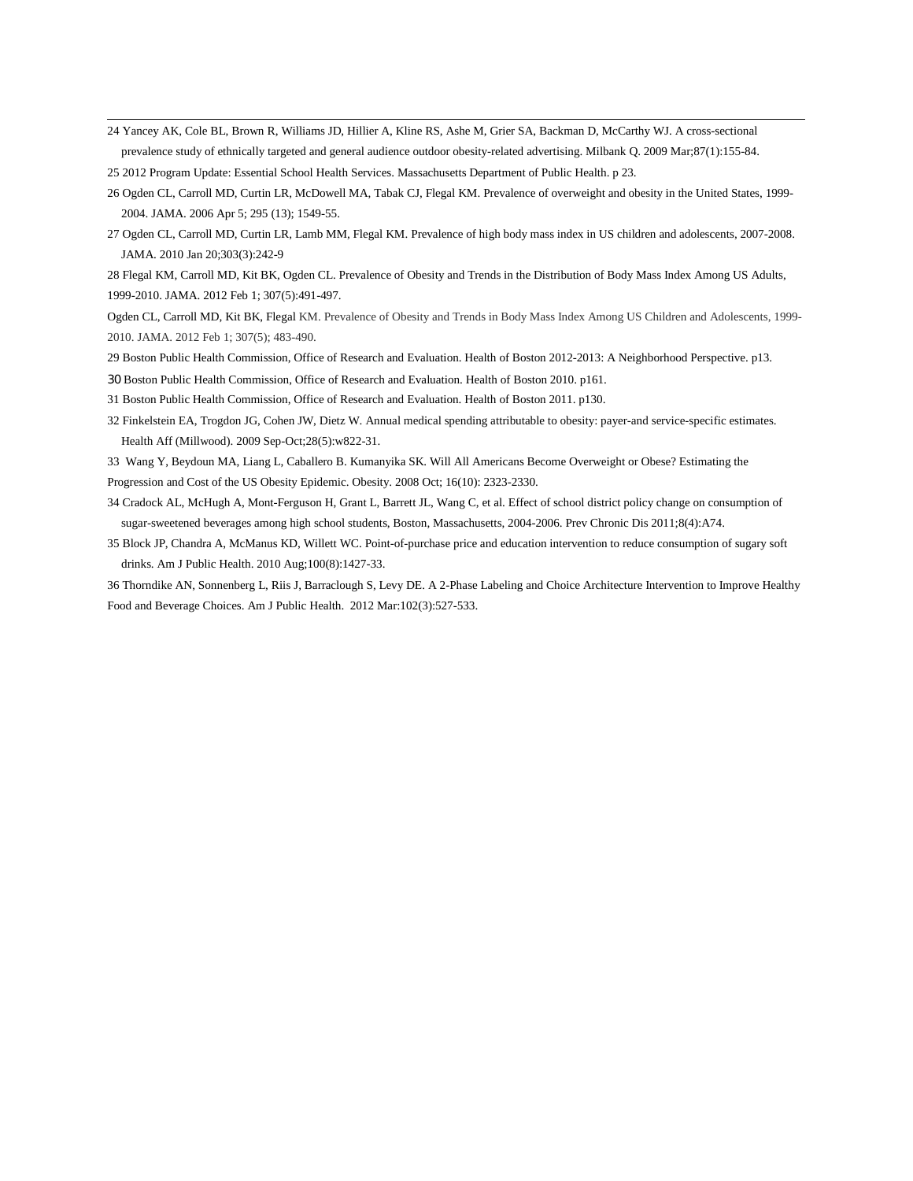24 Yancey AK, Cole BL, Brown R, Williams JD, Hillier A, Kline RS, Ashe M, Grier SA, Backman D, McCarthy WJ. A cross-sectional prevalence study of ethnically targeted and general audience outdoor obesity-related advertising. Milbank Q. 2009 Mar;87(1):155-84.

25 2012 Program Update: Essential School Health Services. Massachusetts Department of Public Health. p 23.

26 Ogden CL, Carroll MD, Curtin LR, McDowell MA, Tabak CJ, Flegal KM. Prevalence of overweight and obesity in the United States, 1999-2004. JAMA. 2006 Apr 5; 295 (13); 1549-55.

27 Ogden CL, Carroll MD, Curtin LR, Lamb MM, Flegal KM. Prevalence of high body mass index in US children and adolescents, 2007-2008. JAMA. 2010 Jan 20;303(3):242-9

28 Flegal KM, Carroll MD, Kit BK, Ogden CL. Prevalence of Obesity and Trends in the Distribution of Body Mass Index Among US Adults, 1999-2010. JAMA. 2012 Feb 1; 307(5):491-497.

Ogden CL, Carroll MD, Kit BK, Flegal KM. Prevalence of Obesity and Trends in Body Mass Index Among US Children and Adolescents, 1999-2010. JAMA. 2012 Feb 1; 307(5); 483-490.

29 Boston Public Health Commission, Office of Research and Evaluation. Health of Boston 2012-2013: A Neighborhood Perspective. p13.

30 Boston Public Health Commission, Office of Research and Evaluation. Health of Boston 2010. p161.

31 Boston Public Health Commission, Office of Research and Evaluation. Health of Boston 2011. p130.

32 Finkelstein EA, Trogdon JG, Cohen JW, Dietz W. Annual medical spending attributable to obesity: payer-and service-specific estimates. Health Aff (Millwood). 2009 Sep-Oct;28(5):w822-31.

33 Wang Y, Beydoun MA, Liang L, Caballero B. Kumanyika SK. Will All Americans Become Overweight or Obese? Estimating the Progression and Cost of the US Obesity Epidemic. Obesity. 2008 Oct; 16(10): 2323-2330.

34 Cradock AL, McHugh A, Mont-Ferguson H, Grant L, Barrett JL, Wang C, et al. Effect of school district policy change on consumption of sugar-sweetened beverages among high school students, Boston, Massachusetts, 2004-2006. Prev Chronic Dis 2011;8(4):A74.

35 Block JP, Chandra A, McManus KD, Willett WC. Point-of-purchase price and education intervention to reduce consumption of sugary soft drinks. Am J Public Health. 2010 Aug;100(8):1427-33.

36 Thorndike AN, Sonnenberg L, Riis J, Barraclough S, Levy DE. A 2-Phase Labeling and Choice Architecture Intervention to Improve Healthy Food and Beverage Choices. Am J Public Health. 2012 Mar:102(3):527-533.